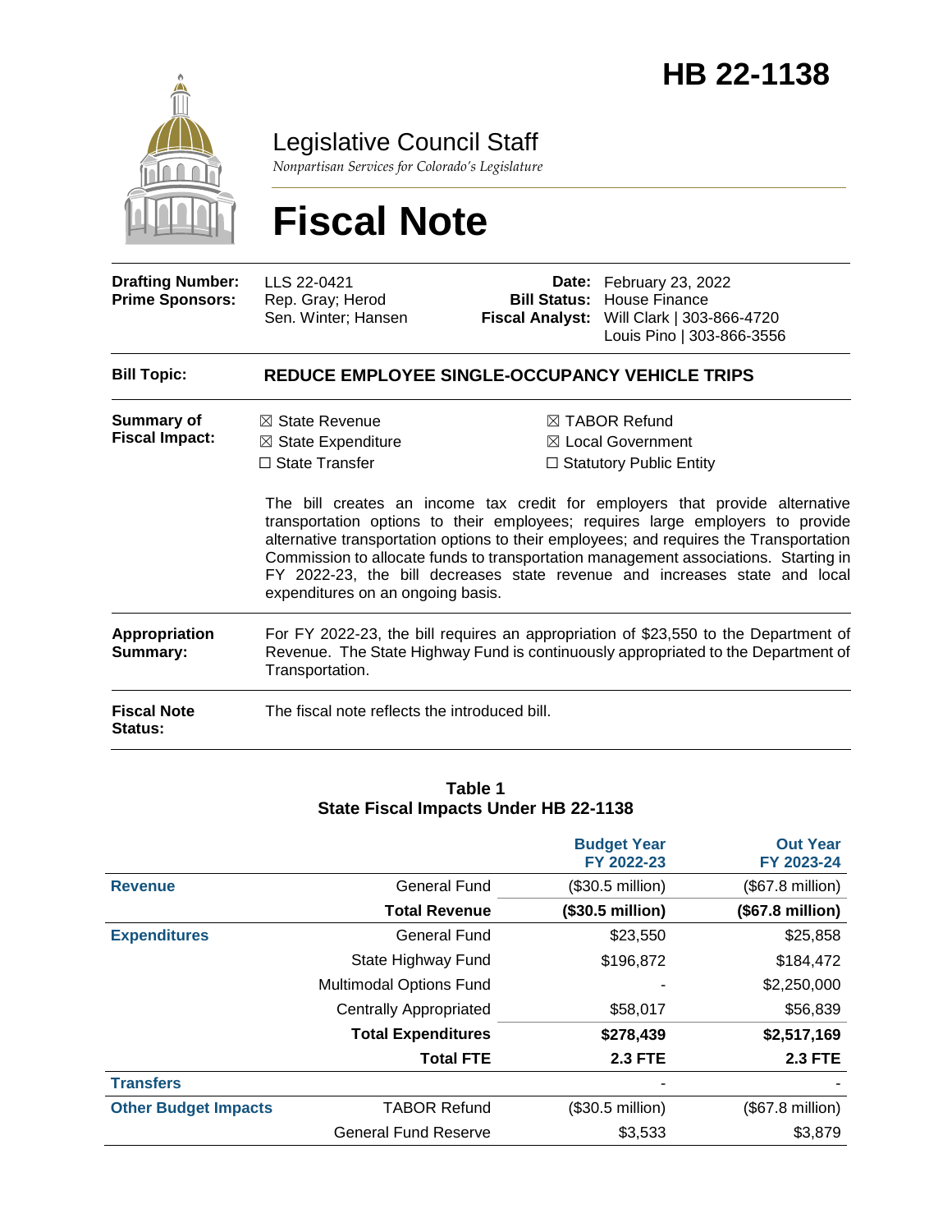# HB 22-1138

## Legislative Council Staff

*Nonpartisan Services for Colorado's Legislature*

# Fiscal Note

| | | | |
|---|---|---|---|
| **Drafting Number:** | LLS 22-0421 | **Date:** | February 23, 2022 |
| **Prime Sponsors:** | Rep. Gray; Herod<br>Sen. Winter; Hansen | **Bill Status:** | House Finance |
| | | **Fiscal Analyst:** | Will Clark \| 303-866-4720<br>Louis Pino \| 303-866-3556 |

**Bill Topic:** **REDUCE EMPLOYEE SINGLE-OCCUPANCY VEHICLE TRIPS**

**Summary of Fiscal Impact:**

- ☒ State Revenue
- ☒ State Expenditure
- ☐ State Transfer
- ☒ TABOR Refund
- ☒ Local Government
- ☐ Statutory Public Entity

The bill creates an income tax credit for employers that provide alternative transportation options to their employees; requires large employers to provide alternative transportation options to their employees; and requires the Transportation Commission to allocate funds to transportation management associations. Starting in FY 2022-23, the bill decreases state revenue and increases state and local expenditures on an ongoing basis.

**Appropriation Summary:** For FY 2022-23, the bill requires an appropriation of $23,550 to the Department of Revenue. The State Highway Fund is continuously appropriated to the Department of Transportation.

**Fiscal Note Status:** The fiscal note reflects the introduced bill.

**Table 1**
**State Fiscal Impacts Under HB 22-1138**

| | | Budget Year FY 2022-23 | Out Year FY 2023-24 |
|---|---|---|---|
| **Revenue** | General Fund | ($30.5 million) | ($67.8 million) |
| | **Total Revenue** | **($30.5 million)** | **($67.8 million)** |
| **Expenditures** | General Fund | $23,550 | $25,858 |
| | State Highway Fund | $196,872 | $184,472 |
| | Multimodal Options Fund | - | $2,250,000 |
| | Centrally Appropriated | $58,017 | $56,839 |
| | **Total Expenditures** | **$278,439** | **$2,517,169** |
| | **Total FTE** | **2.3 FTE** | **2.3 FTE** |
| **Transfers** | | - | - |
| **Other Budget Impacts** | TABOR Refund | ($30.5 million) | ($67.8 million) |
| | General Fund Reserve | $3,533 | $3,879 |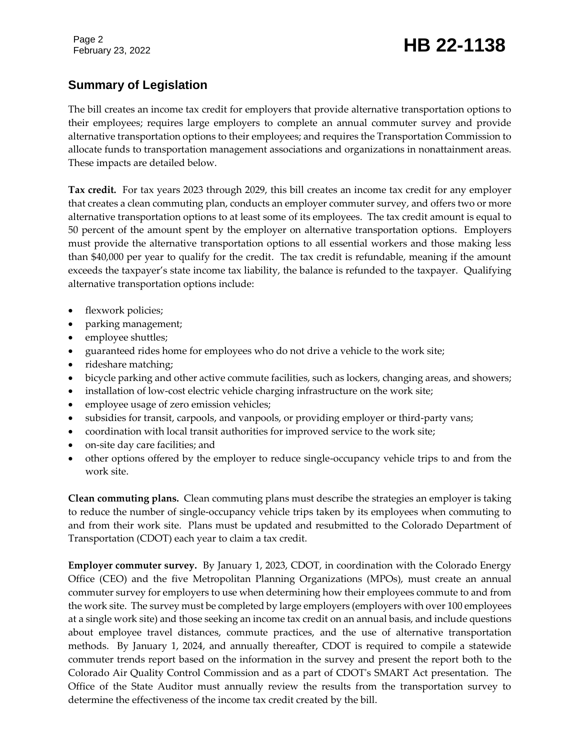## Summary of Legislation

The bill creates an income tax credit for employers that provide alternative transportation options to their employees; requires large employers to complete an annual commuter survey and provide alternative transportation options to their employees; and requires the Transportation Commission to allocate funds to transportation management associations and organizations in nonattainment areas. These impacts are detailed below.

**Tax credit.** For tax years 2023 through 2029, this bill creates an income tax credit for any employer that creates a clean commuting plan, conducts an employer commuter survey, and offers two or more alternative transportation options to at least some of its employees. The tax credit amount is equal to 50 percent of the amount spent by the employer on alternative transportation options. Employers must provide the alternative transportation options to all essential workers and those making less than $40,000 per year to qualify for the credit. The tax credit is refundable, meaning if the amount exceeds the taxpayer's state income tax liability, the balance is refunded to the taxpayer. Qualifying alternative transportation options include:

- flexwork policies;
- parking management;
- employee shuttles;
- guaranteed rides home for employees who do not drive a vehicle to the work site;
- rideshare matching;
- bicycle parking and other active commute facilities, such as lockers, changing areas, and showers;
- installation of low-cost electric vehicle charging infrastructure on the work site;
- employee usage of zero emission vehicles;
- subsidies for transit, carpools, and vanpools, or providing employer or third-party vans;
- coordination with local transit authorities for improved service to the work site;
- on-site day care facilities; and
- other options offered by the employer to reduce single-occupancy vehicle trips to and from the work site.

**Clean commuting plans.** Clean commuting plans must describe the strategies an employer is taking to reduce the number of single-occupancy vehicle trips taken by its employees when commuting to and from their work site. Plans must be updated and resubmitted to the Colorado Department of Transportation (CDOT) each year to claim a tax credit.

**Employer commuter survey.** By January 1, 2023, CDOT, in coordination with the Colorado Energy Office (CEO) and the five Metropolitan Planning Organizations (MPOs), must create an annual commuter survey for employers to use when determining how their employees commute to and from the work site. The survey must be completed by large employers (employers with over 100 employees at a single work site) and those seeking an income tax credit on an annual basis, and include questions about employee travel distances, commute practices, and the use of alternative transportation methods. By January 1, 2024, and annually thereafter, CDOT is required to compile a statewide commuter trends report based on the information in the survey and present the report both to the Colorado Air Quality Control Commission and as a part of CDOT's SMART Act presentation. The Office of the State Auditor must annually review the results from the transportation survey to determine the effectiveness of the income tax credit created by the bill.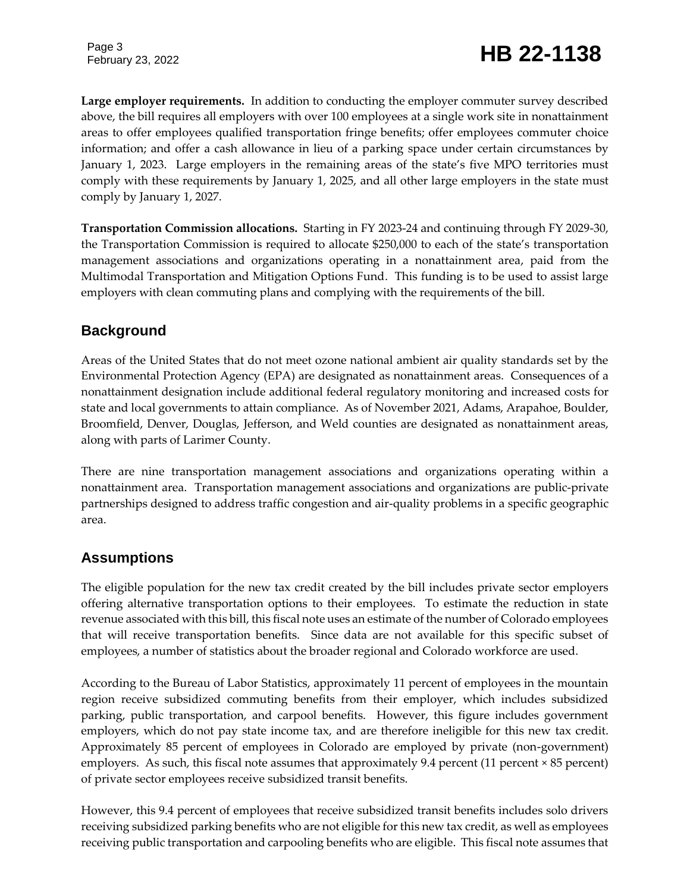**Large employer requirements.** In addition to conducting the employer commuter survey described above, the bill requires all employers with over 100 employees at a single work site in nonattainment areas to offer employees qualified transportation fringe benefits; offer employees commuter choice information; and offer a cash allowance in lieu of a parking space under certain circumstances by January 1, 2023. Large employers in the remaining areas of the state's five MPO territories must comply with these requirements by January 1, 2025, and all other large employers in the state must comply by January 1, 2027.

**Transportation Commission allocations.** Starting in FY 2023-24 and continuing through FY 2029-30, the Transportation Commission is required to allocate $250,000 to each of the state's transportation management associations and organizations operating in a nonattainment area, paid from the Multimodal Transportation and Mitigation Options Fund. This funding is to be used to assist large employers with clean commuting plans and complying with the requirements of the bill.

## Background

Areas of the United States that do not meet ozone national ambient air quality standards set by the Environmental Protection Agency (EPA) are designated as nonattainment areas. Consequences of a nonattainment designation include additional federal regulatory monitoring and increased costs for state and local governments to attain compliance. As of November 2021, Adams, Arapahoe, Boulder, Broomfield, Denver, Douglas, Jefferson, and Weld counties are designated as nonattainment areas, along with parts of Larimer County.

There are nine transportation management associations and organizations operating within a nonattainment area. Transportation management associations and organizations are public-private partnerships designed to address traffic congestion and air-quality problems in a specific geographic area.

## Assumptions

The eligible population for the new tax credit created by the bill includes private sector employers offering alternative transportation options to their employees. To estimate the reduction in state revenue associated with this bill, this fiscal note uses an estimate of the number of Colorado employees that will receive transportation benefits. Since data are not available for this specific subset of employees, a number of statistics about the broader regional and Colorado workforce are used.

According to the Bureau of Labor Statistics, approximately 11 percent of employees in the mountain region receive subsidized commuting benefits from their employer, which includes subsidized parking, public transportation, and carpool benefits. However, this figure includes government employers, which do not pay state income tax, and are therefore ineligible for this new tax credit. Approximately 85 percent of employees in Colorado are employed by private (non-government) employers. As such, this fiscal note assumes that approximately 9.4 percent (11 percent × 85 percent) of private sector employees receive subsidized transit benefits.

However, this 9.4 percent of employees that receive subsidized transit benefits includes solo drivers receiving subsidized parking benefits who are not eligible for this new tax credit, as well as employees receiving public transportation and carpooling benefits who are eligible. This fiscal note assumes that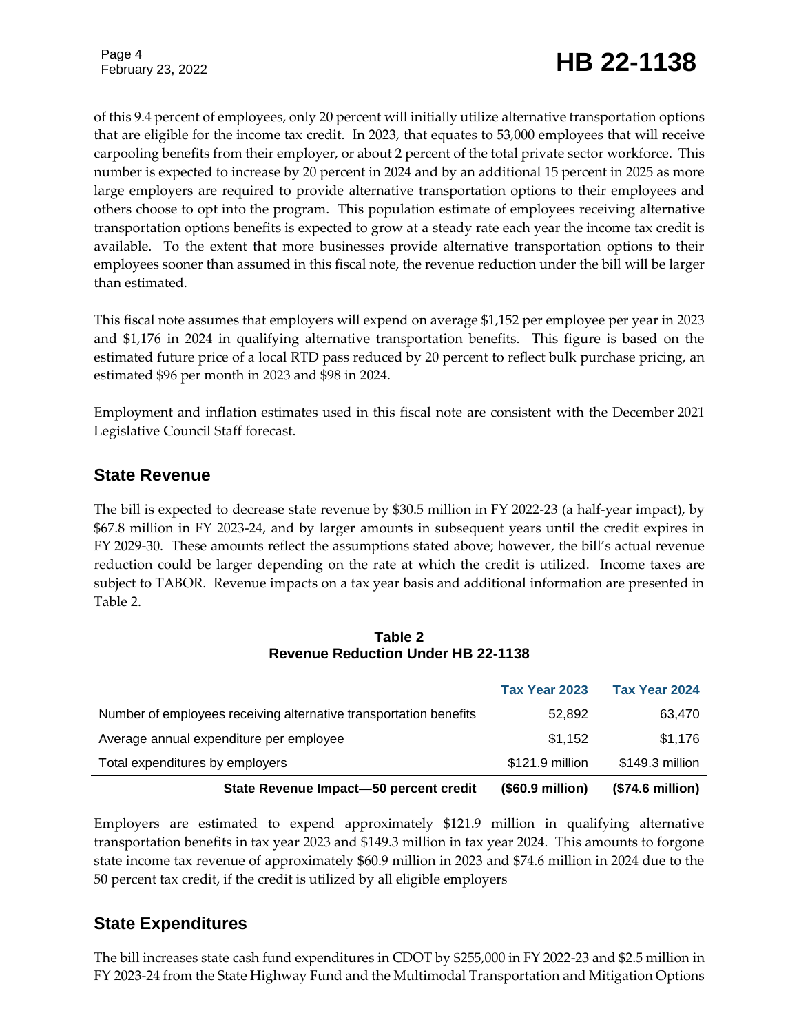of this 9.4 percent of employees, only 20 percent will initially utilize alternative transportation options that are eligible for the income tax credit. In 2023, that equates to 53,000 employees that will receive carpooling benefits from their employer, or about 2 percent of the total private sector workforce. This number is expected to increase by 20 percent in 2024 and by an additional 15 percent in 2025 as more large employers are required to provide alternative transportation options to their employees and others choose to opt into the program. This population estimate of employees receiving alternative transportation options benefits is expected to grow at a steady rate each year the income tax credit is available. To the extent that more businesses provide alternative transportation options to their employees sooner than assumed in this fiscal note, the revenue reduction under the bill will be larger than estimated.

This fiscal note assumes that employers will expend on average $1,152 per employee per year in 2023 and $1,176 in 2024 in qualifying alternative transportation benefits. This figure is based on the estimated future price of a local RTD pass reduced by 20 percent to reflect bulk purchase pricing, an estimated $96 per month in 2023 and $98 in 2024.

Employment and inflation estimates used in this fiscal note are consistent with the December 2021 Legislative Council Staff forecast.

## State Revenue

The bill is expected to decrease state revenue by $30.5 million in FY 2022-23 (a half-year impact), by $67.8 million in FY 2023-24, and by larger amounts in subsequent years until the credit expires in FY 2029-30. These amounts reflect the assumptions stated above; however, the bill's actual revenue reduction could be larger depending on the rate at which the credit is utilized. Income taxes are subject to TABOR. Revenue impacts on a tax year basis and additional information are presented in Table 2.

**Table 2**
**Revenue Reduction Under HB 22-1138**

| | Tax Year 2023 | Tax Year 2024 |
|---|---|---|
| Number of employees receiving alternative transportation benefits | 52,892 | 63,470 |
| Average annual expenditure per employee | $1,152 | $1,176 |
| Total expenditures by employers | $121.9 million | $149.3 million |
| **State Revenue Impact—50 percent credit** | **($60.9 million)** | **($74.6 million)** |

Employers are estimated to expend approximately $121.9 million in qualifying alternative transportation benefits in tax year 2023 and $149.3 million in tax year 2024. This amounts to forgone state income tax revenue of approximately $60.9 million in 2023 and $74.6 million in 2024 due to the 50 percent tax credit, if the credit is utilized by all eligible employers

## State Expenditures

The bill increases state cash fund expenditures in CDOT by $255,000 in FY 2022-23 and $2.5 million in FY 2023-24 from the State Highway Fund and the Multimodal Transportation and Mitigation Options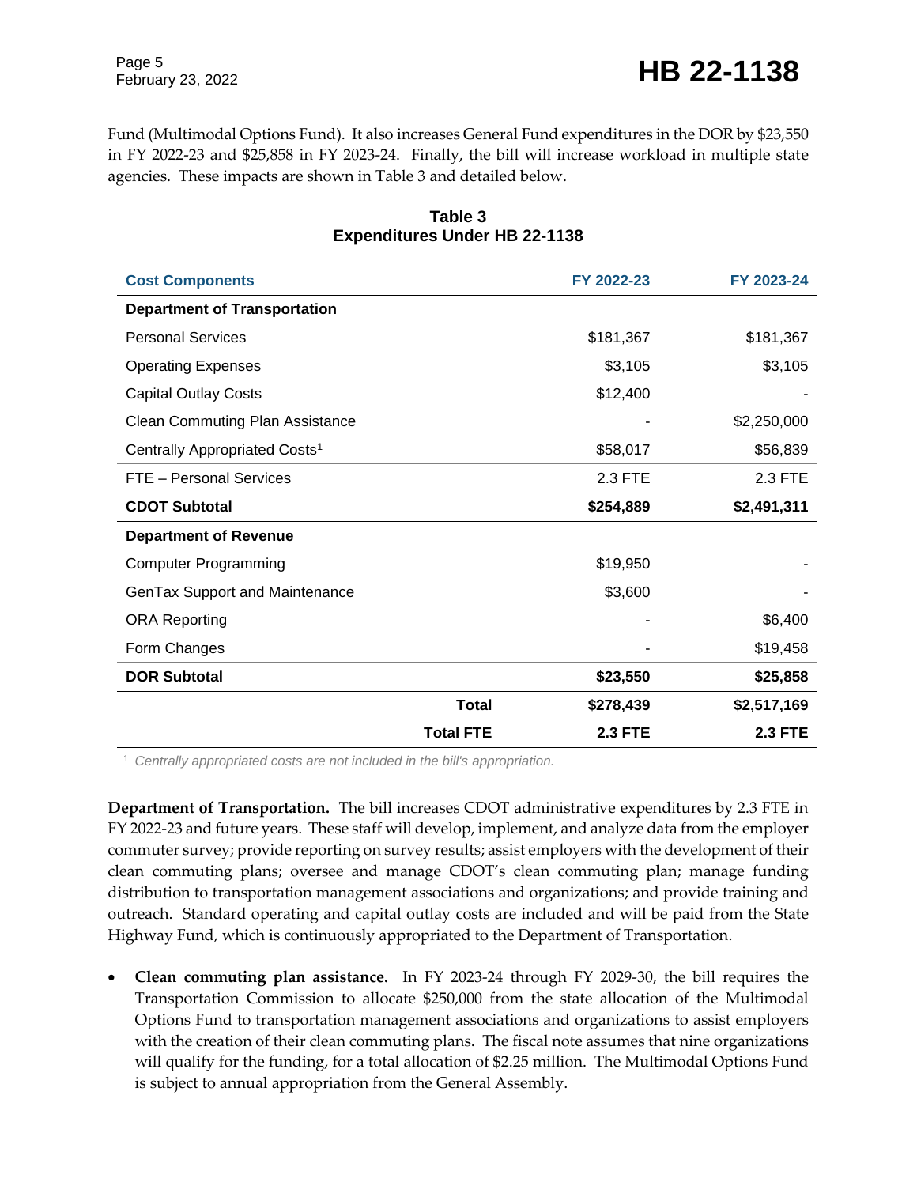Fund (Multimodal Options Fund). It also increases General Fund expenditures in the DOR by $23,550 in FY 2022-23 and $25,858 in FY 2023-24. Finally, the bill will increase workload in multiple state agencies. These impacts are shown in Table 3 and detailed below.

**Table 3**
**Expenditures Under HB 22-1138**

| Cost Components | FY 2022-23 | FY 2023-24 |
|---|---|---|
| **Department of Transportation** | | |
| Personal Services | $181,367 | $181,367 |
| Operating Expenses | $3,105 | $3,105 |
| Capital Outlay Costs | $12,400 | - |
| Clean Commuting Plan Assistance | - | $2,250,000 |
| Centrally Appropriated Costs[1] | $58,017 | $56,839 |
| FTE – Personal Services | 2.3 FTE | 2.3 FTE |
| **CDOT Subtotal** | **$254,889** | **$2,491,311** |
| **Department of Revenue** | | |
| Computer Programming | $19,950 | - |
| GenTax Support and Maintenance | $3,600 | - |
| ORA Reporting | - | $6,400 |
| Form Changes | - | $19,458 |
| **DOR Subtotal** | **$23,550** | **$25,858** |
| **Total** | **$278,439** | **$2,517,169** |
| **Total FTE** | **2.3 FTE** | **2.3 FTE** |

[1] *Centrally appropriated costs are not included in the bill's appropriation.*

**Department of Transportation.** The bill increases CDOT administrative expenditures by 2.3 FTE in FY 2022-23 and future years. These staff will develop, implement, and analyze data from the employer commuter survey; provide reporting on survey results; assist employers with the development of their clean commuting plans; oversee and manage CDOT's clean commuting plan; manage funding distribution to transportation management associations and organizations; and provide training and outreach. Standard operating and capital outlay costs are included and will be paid from the State Highway Fund, which is continuously appropriated to the Department of Transportation.

- **Clean commuting plan assistance.** In FY 2023-24 through FY 2029-30, the bill requires the Transportation Commission to allocate $250,000 from the state allocation of the Multimodal Options Fund to transportation management associations and organizations to assist employers with the creation of their clean commuting plans. The fiscal note assumes that nine organizations will qualify for the funding, for a total allocation of $2.25 million. The Multimodal Options Fund is subject to annual appropriation from the General Assembly.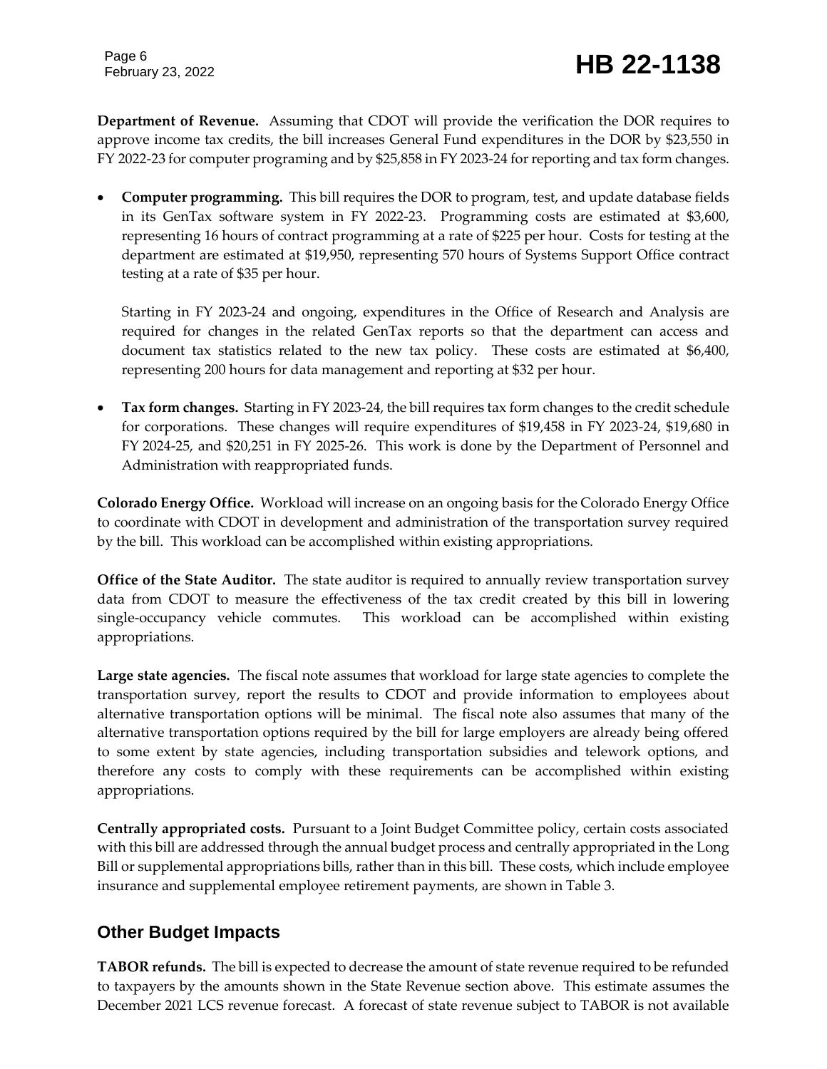**Department of Revenue.** Assuming that CDOT will provide the verification the DOR requires to approve income tax credits, the bill increases General Fund expenditures in the DOR by $23,550 in FY 2022-23 for computer programing and by $25,858 in FY 2023-24 for reporting and tax form changes.

- **Computer programming.** This bill requires the DOR to program, test, and update database fields in its GenTax software system in FY 2022-23. Programming costs are estimated at $3,600, representing 16 hours of contract programming at a rate of $225 per hour. Costs for testing at the department are estimated at $19,950, representing 570 hours of Systems Support Office contract testing at a rate of $35 per hour.

  Starting in FY 2023-24 and ongoing, expenditures in the Office of Research and Analysis are required for changes in the related GenTax reports so that the department can access and document tax statistics related to the new tax policy. These costs are estimated at $6,400, representing 200 hours for data management and reporting at $32 per hour.

- **Tax form changes.** Starting in FY 2023-24, the bill requires tax form changes to the credit schedule for corporations. These changes will require expenditures of $19,458 in FY 2023-24, $19,680 in FY 2024-25, and $20,251 in FY 2025-26. This work is done by the Department of Personnel and Administration with reappropriated funds.

**Colorado Energy Office.** Workload will increase on an ongoing basis for the Colorado Energy Office to coordinate with CDOT in development and administration of the transportation survey required by the bill. This workload can be accomplished within existing appropriations.

**Office of the State Auditor.** The state auditor is required to annually review transportation survey data from CDOT to measure the effectiveness of the tax credit created by this bill in lowering single-occupancy vehicle commutes. This workload can be accomplished within existing appropriations.

**Large state agencies.** The fiscal note assumes that workload for large state agencies to complete the transportation survey, report the results to CDOT and provide information to employees about alternative transportation options will be minimal. The fiscal note also assumes that many of the alternative transportation options required by the bill for large employers are already being offered to some extent by state agencies, including transportation subsidies and telework options, and therefore any costs to comply with these requirements can be accomplished within existing appropriations.

**Centrally appropriated costs.** Pursuant to a Joint Budget Committee policy, certain costs associated with this bill are addressed through the annual budget process and centrally appropriated in the Long Bill or supplemental appropriations bills, rather than in this bill. These costs, which include employee insurance and supplemental employee retirement payments, are shown in Table 3.

## Other Budget Impacts

**TABOR refunds.** The bill is expected to decrease the amount of state revenue required to be refunded to taxpayers by the amounts shown in the State Revenue section above. This estimate assumes the December 2021 LCS revenue forecast. A forecast of state revenue subject to TABOR is not available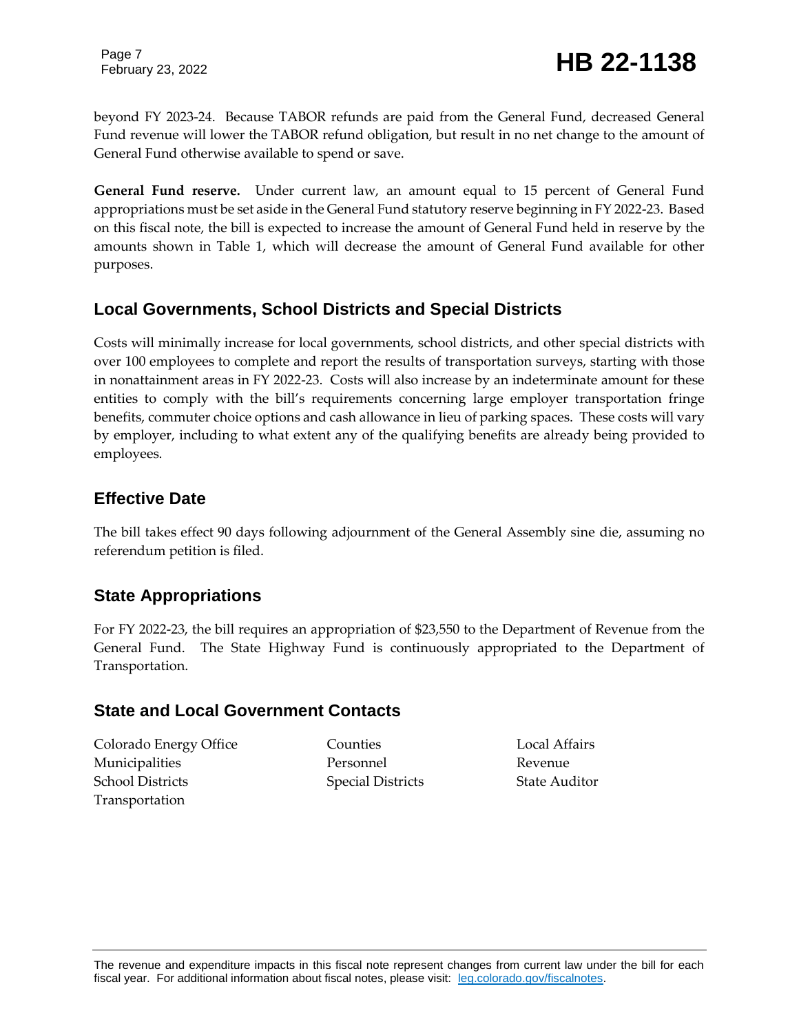beyond FY 2023-24. Because TABOR refunds are paid from the General Fund, decreased General Fund revenue will lower the TABOR refund obligation, but result in no net change to the amount of General Fund otherwise available to spend or save.

**General Fund reserve.** Under current law, an amount equal to 15 percent of General Fund appropriations must be set aside in the General Fund statutory reserve beginning in FY 2022-23. Based on this fiscal note, the bill is expected to increase the amount of General Fund held in reserve by the amounts shown in Table 1, which will decrease the amount of General Fund available for other purposes.

## Local Governments, School Districts and Special Districts

Costs will minimally increase for local governments, school districts, and other special districts with over 100 employees to complete and report the results of transportation surveys, starting with those in nonattainment areas in FY 2022-23. Costs will also increase by an indeterminate amount for these entities to comply with the bill's requirements concerning large employer transportation fringe benefits, commuter choice options and cash allowance in lieu of parking spaces. These costs will vary by employer, including to what extent any of the qualifying benefits are already being provided to employees.

## Effective Date

The bill takes effect 90 days following adjournment of the General Assembly sine die, assuming no referendum petition is filed.

## State Appropriations

For FY 2022-23, the bill requires an appropriation of $23,550 to the Department of Revenue from the General Fund. The State Highway Fund is continuously appropriated to the Department of Transportation.

## State and Local Government Contacts

Colorado Energy Office
Counties
Local Affairs
Municipalities
Personnel
Revenue
School Districts
Special Districts
State Auditor
Transportation

The revenue and expenditure impacts in this fiscal note represent changes from current law under the bill for each fiscal year. For additional information about fiscal notes, please visit: [leg.colorado.gov/fiscalnotes](leg.colorado.gov/fiscalnotes).